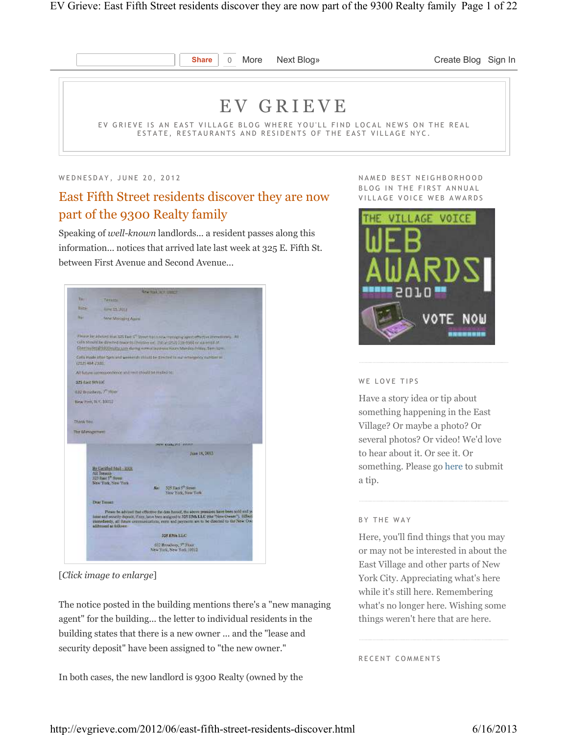# EV GRIEVE

EV GRIEVE IS AN EAST VILLAGE BLOG WHERE YOU'LL FIND LOCAL NEWS ON THE REAL ESTATE, RESTAURANTS AND RESIDENTS OF THE EAST VILLAGE NYC.

WEDNESDAY, JUNE 20, 2012

## East Fifth Street residents discover they are now part of the 9300 Realty family

Speaking of *well-known* landlords... a resident passes along this information... notices that arrived late last week at 325 E. Fifth St. between First Avenue and Second Avenue...

[*Click image to enlarge*]

The notice posted in the building mentions there's a "new managing agent" for the building... the letter to individual residents in the building states that there is a new owner ... and the "lease and security deposit" have been assigned to "the new owner."

In both cases, the new landlord is 9300 Realty (owned by the

NAMED BEST NEIGHBORHOOD BLOG IN THE FIRST ANNUAL VILLAGE VOICE WEB AWARDS

WE LOVE TIPS

Have a story idea or tip about something happening in the East Village? Or maybe a photo? Or several photos? Or video! We'd love to hear about it. Or see it. Or something. Please go here to submit a tip.

BY THE WAY

Here, you'll find things that you may or may not be interested in about the East Village and other parts of New York City. Appreciating what's here while it's still here. Remembering what's no longer here. Wishing some things weren't here that are here.

RECENT COMMENTS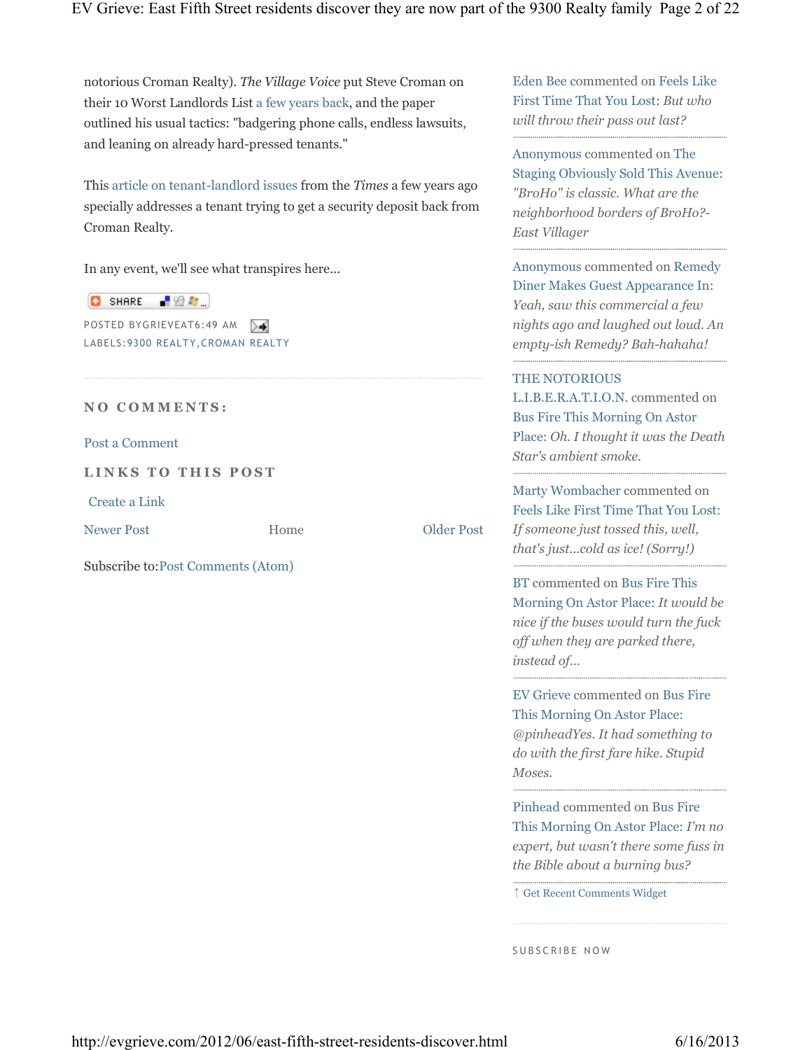notorious Croman Realty). *The Village Voice* put Steve Croman on their 10 Worst Landlords List a few years back, and the paper outlined his usual tactics: "badgering phone calls, endless lawsuits, and leaning on already hard-pressed tenants."

This article on tenant-landlord issues from the *Times* a few years ago specially addresses a tenant trying to get a security deposit back from Croman Realty.

In any event, we'll see what transpires here...

SHARE

POSTED BYGRIEVEAT6:49 AM

LABELS:9300 REALTY,CROMAN REALTY

## NO COMMENTS:

Post a Comment

## LINKS TO THIS POST

Create a Link

Newer Post Home Older Post

Subscribe to:Post Comments (Atom)

Eden Bee commented on Feels Like First Time That You Lost: *But who will throw their pass out last?*

Anonymous commented on The Staging Obviously Sold This Avenue: *"BroHo" is classic. What are the neighborhood borders of BroHo?-East Villager*

Anonymous commented on Remedy Diner Makes Guest Appearance In: *Yeah, saw this commercial a few nights ago and laughed out loud. An empty-ish Remedy? Bah-hahaha!*

THE NOTORIOUS L.I.B.E.R.A.T.I.O.N. commented on Bus Fire This Morning On Astor Place: *Oh. I thought it was the Death Star's ambient smoke.*

Marty Wombacher commented on Feels Like First Time That You Lost: *If someone just tossed this, well, that's just...cold as ice! (Sorry!)*

BT commented on Bus Fire This Morning On Astor Place: *It would be nice if the buses would turn the fuck off when they are parked there, instead of...*

EV Grieve commented on Bus Fire This Morning On Astor Place: *@pinheadYes. It had something to do with the first fare hike. Stupid Moses.*

Pinhead commented on Bus Fire This Morning On Astor Place: *I'm no expert, but wasn't there some fuss in the Bible about a burning bus?*

↑ Get Recent Comments Widget

SUBSCRIBE NOW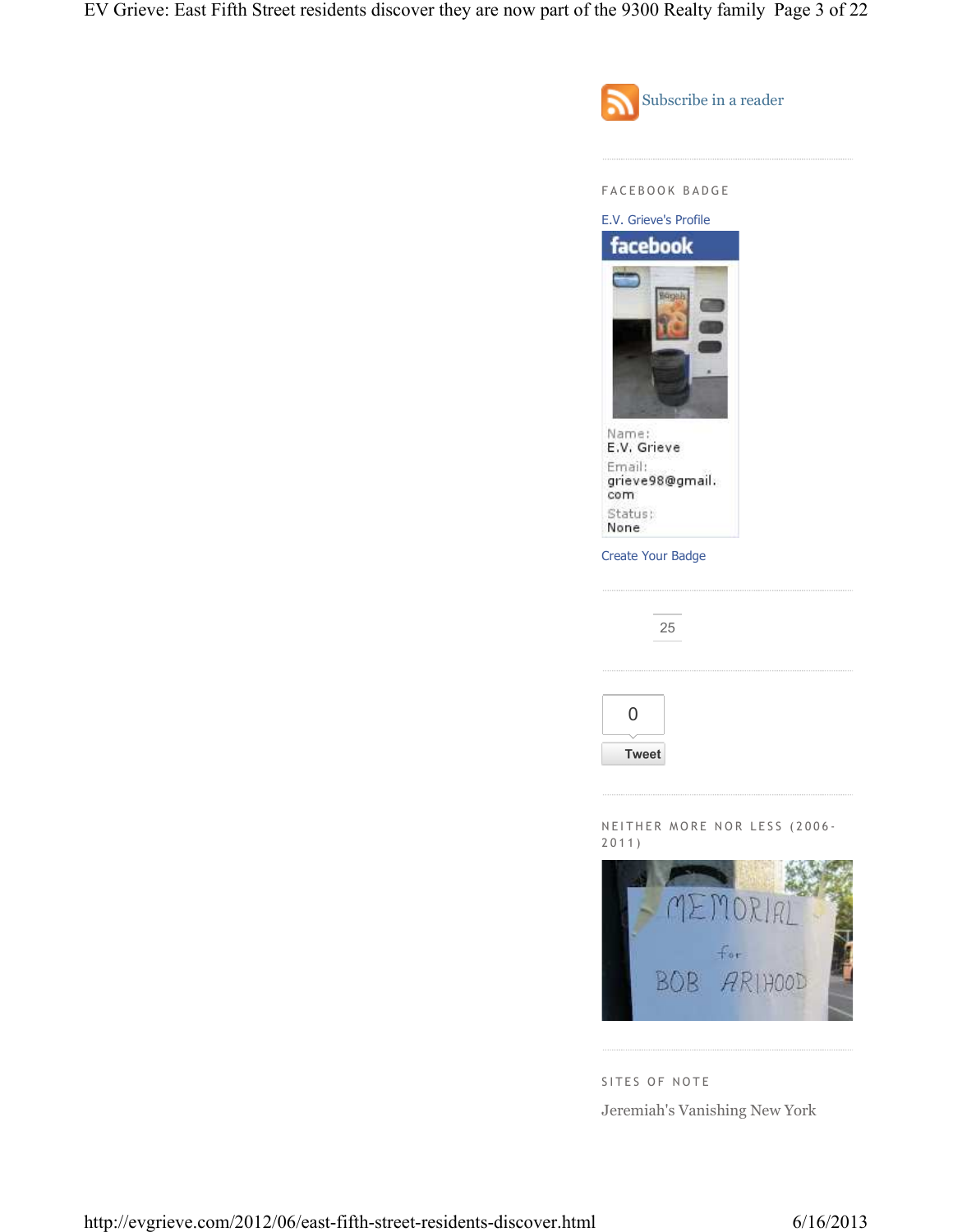Subscribe in a reader

FACEBOOK BADGE

E.V. Grieve's Profile

facebook

Name:
E.V. Grieve

Email:
grieve98@gmail.com

Status:
None

Create Your Badge

25

0

Tweet

NEITHER MORE NOR LESS (2006-2011)

SITES OF NOTE

Jeremiah's Vanishing New York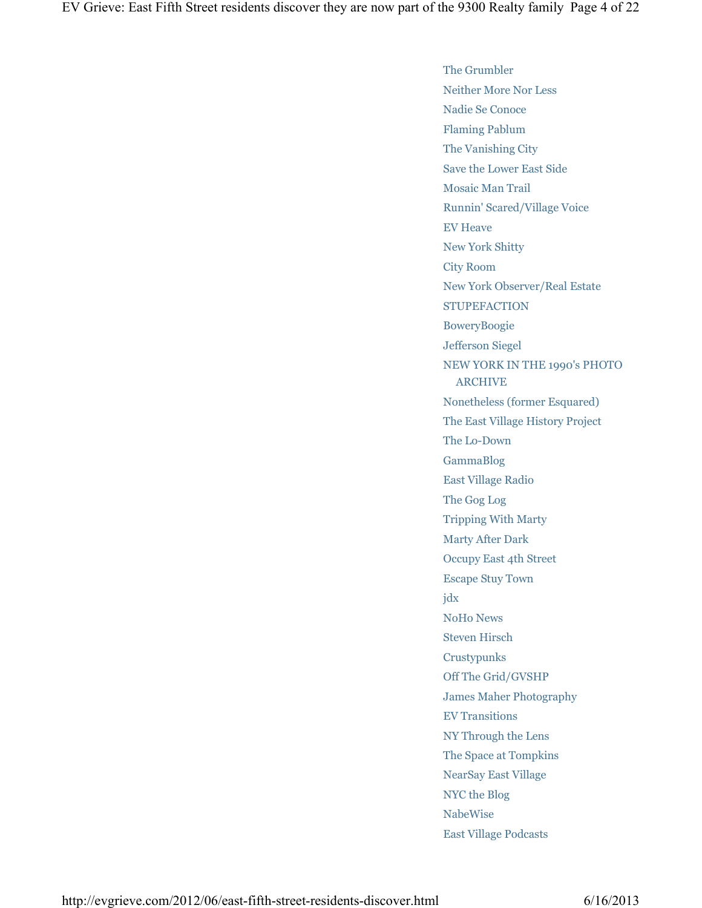The Grumbler

Neither More Nor Less

Nadie Se Conoce

Flaming Pablum

The Vanishing City

Save the Lower East Side

Mosaic Man Trail

Runnin' Scared/Village Voice

EV Heave

New York Shitty

City Room

New York Observer/Real Estate

STUPEFACTION

BoweryBoogie

Jefferson Siegel

NEW YORK IN THE 1990's PHOTO ARCHIVE

Nonetheless (former Esquared)

The East Village History Project

The Lo-Down

GammaBlog

East Village Radio

The Gog Log

Tripping With Marty

Marty After Dark

Occupy East 4th Street

Escape Stuy Town

jdx

NoHo News

Steven Hirsch

Crustypunks

Off The Grid/GVSHP

James Maher Photography

EV Transitions

NY Through the Lens

The Space at Tompkins

NearSay East Village

NYC the Blog

NabeWise

East Village Podcasts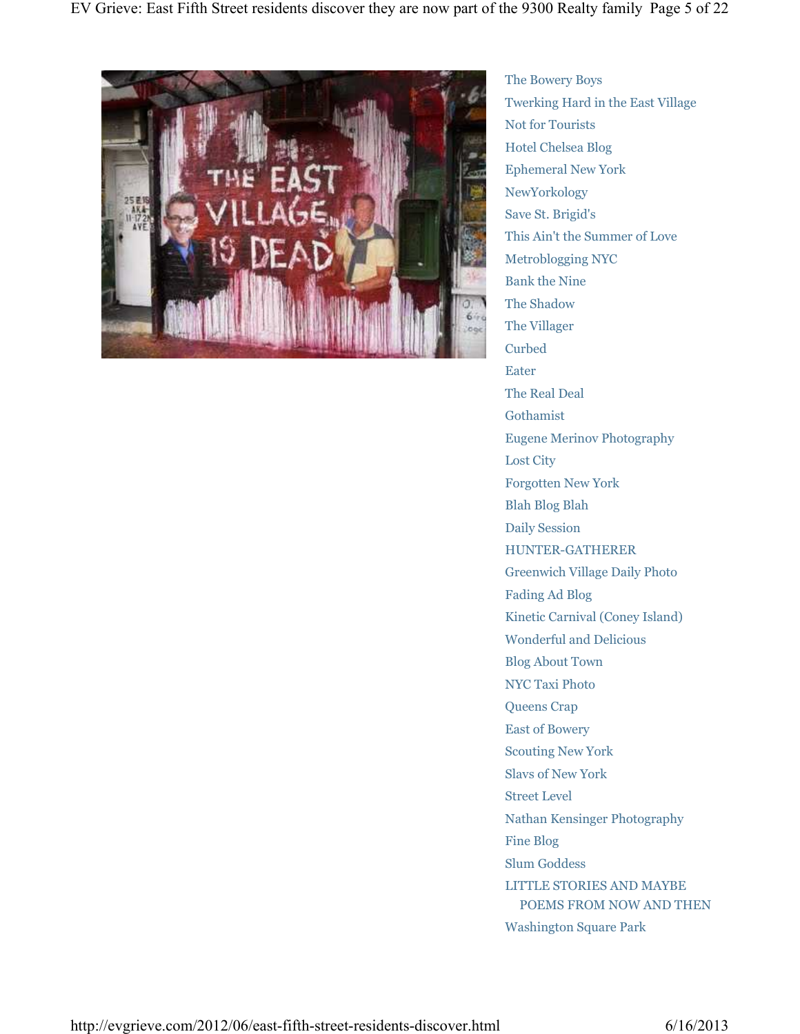The Bowery Boys
Twerking Hard in the East Village
Not for Tourists
Hotel Chelsea Blog
Ephemeral New York
NewYorkology
Save St. Brigid's
This Ain't the Summer of Love
Metroblogging NYC
Bank the Nine
The Shadow
The Villager
Curbed
Eater
The Real Deal
Gothamist
Eugene Merinov Photography
Lost City
Forgotten New York
Blah Blog Blah
Daily Session
HUNTER-GATHERER
Greenwich Village Daily Photo
Fading Ad Blog
Kinetic Carnival (Coney Island)
Wonderful and Delicious
Blog About Town
NYC Taxi Photo
Queens Crap
East of Bowery
Scouting New York
Slavs of New York
Street Level
Nathan Kensinger Photography
Fine Blog
Slum Goddess
LITTLE STORIES AND MAYBE POEMS FROM NOW AND THEN
Washington Square Park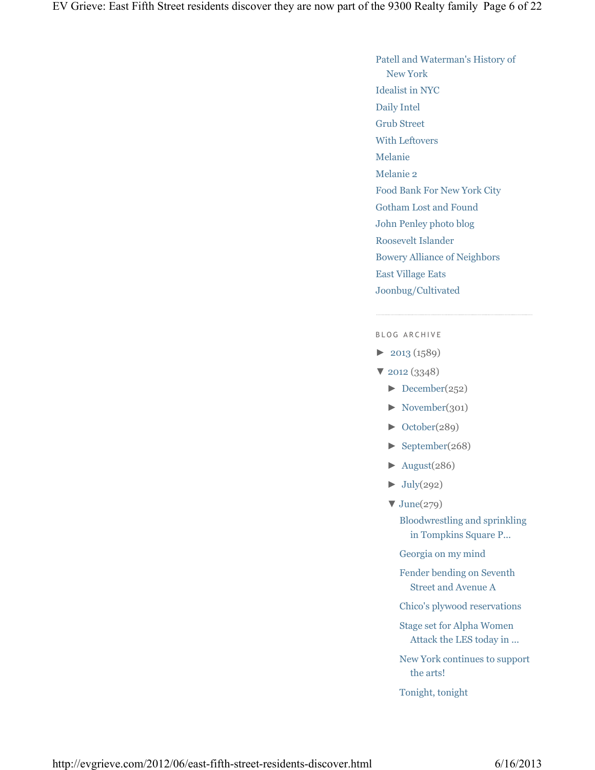- Patell and Waterman's History of New York
- Idealist in NYC
- Daily Intel
- Grub Street
- With Leftovers
- Melanie
- Melanie 2
- Food Bank For New York City
- Gotham Lost and Found
- John Penley photo blog
- Roosevelt Islander
- Bowery Alliance of Neighbors
- East Village Eats
- Joonbug/Cultivated

---

BLOG ARCHIVE

- ► 2013 (1589)
- ▼ 2012 (3348)
  - ► December(252)
  - ► November(301)
  - ► October(289)
  - ► September(268)
  - ► August(286)
  - ► July(292)
  - ▼ June(279)
    - Bloodwrestling and sprinkling in Tompkins Square P...
    - Georgia on my mind
    - Fender bending on Seventh Street and Avenue A
    - Chico's plywood reservations
    - Stage set for Alpha Women Attack the LES today in ...
    - New York continues to support the arts!
    - Tonight, tonight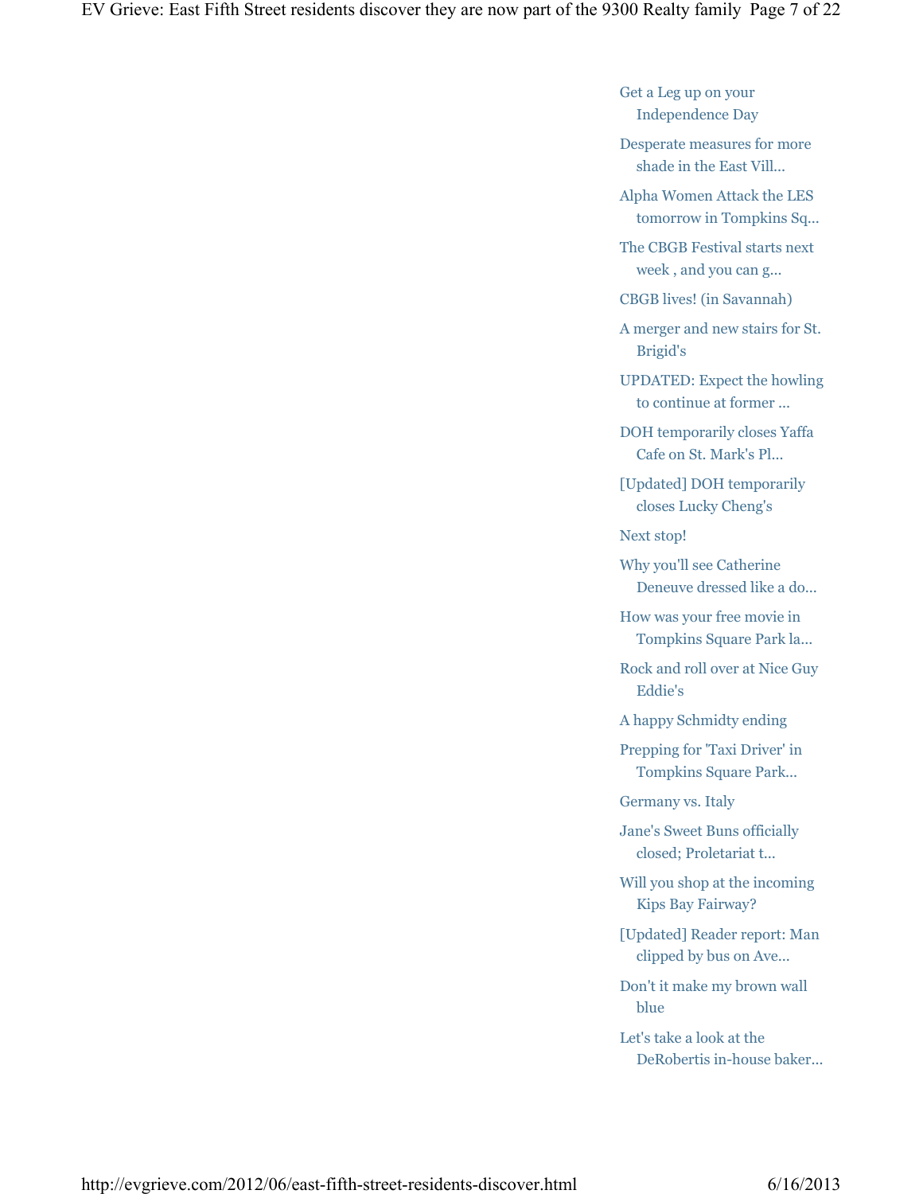- Get a Leg up on your Independence Day
- Desperate measures for more shade in the East Vill...
- Alpha Women Attack the LES tomorrow in Tompkins Sq...
- The CBGB Festival starts next week , and you can g...
- CBGB lives! (in Savannah)
- A merger and new stairs for St. Brigid's
- UPDATED: Expect the howling to continue at former ...
- DOH temporarily closes Yaffa Cafe on St. Mark's Pl...
- [Updated] DOH temporarily closes Lucky Cheng's
- Next stop!
- Why you'll see Catherine Deneuve dressed like a do...
- How was your free movie in Tompkins Square Park la...
- Rock and roll over at Nice Guy Eddie's
- A happy Schmidty ending
- Prepping for 'Taxi Driver' in Tompkins Square Park...
- Germany vs. Italy
- Jane's Sweet Buns officially closed; Proletariat t...
- Will you shop at the incoming Kips Bay Fairway?
- [Updated] Reader report: Man clipped by bus on Ave...
- Don't it make my brown wall blue
- Let's take a look at the DeRobertis in-house baker...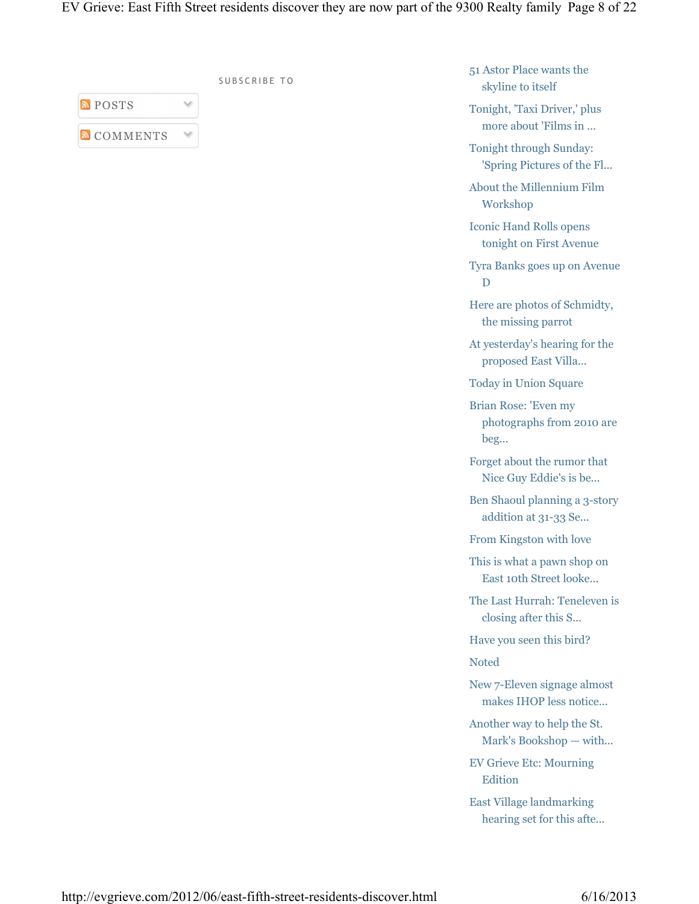SUBSCRIBE TO

POSTS

COMMENTS

- 51 Astor Place wants the skyline to itself
- Tonight, 'Taxi Driver,' plus more about 'Films in ...
- Tonight through Sunday: 'Spring Pictures of the Fl...
- About the Millennium Film Workshop
- Iconic Hand Rolls opens tonight on First Avenue
- Tyra Banks goes up on Avenue D
- Here are photos of Schmidty, the missing parrot
- At yesterday's hearing for the proposed East Villa...
- Today in Union Square
- Brian Rose: 'Even my photographs from 2010 are beg...
- Forget about the rumor that Nice Guy Eddie's is be...
- Ben Shaoul planning a 3-story addition at 31-33 Se...
- From Kingston with love
- This is what a pawn shop on East 10th Street looke...
- The Last Hurrah: Teneleven is closing after this S...
- Have you seen this bird?
- Noted
- New 7-Eleven signage almost makes IHOP less notice...
- Another way to help the St. Mark's Bookshop — with...
- EV Grieve Etc: Mourning Edition
- East Village landmarking hearing set for this afte...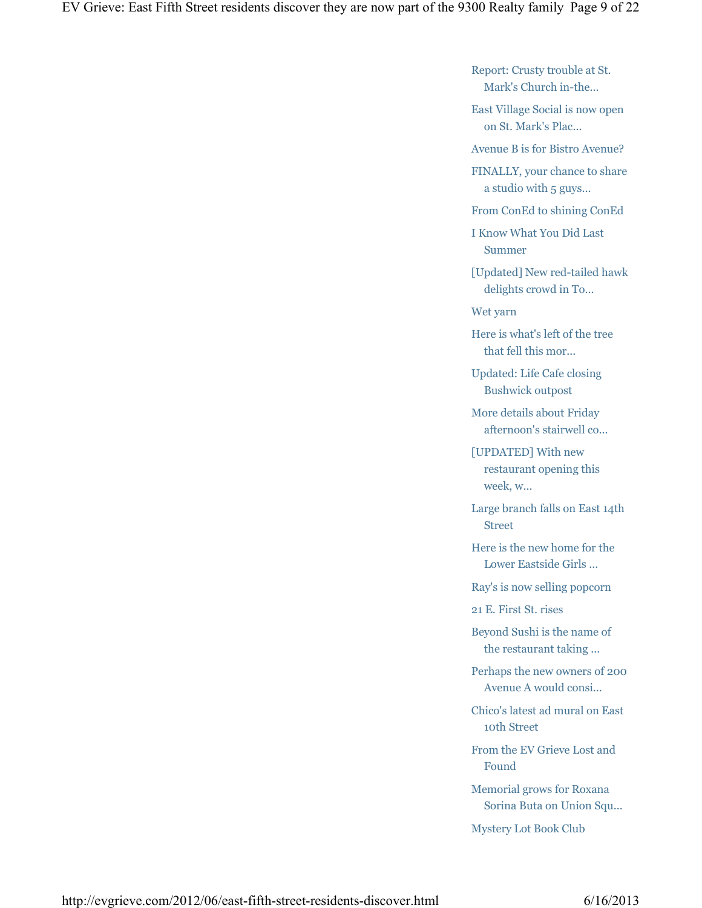- Report: Crusty trouble at St. Mark's Church in-the...
- East Village Social is now open on St. Mark's Plac...
- Avenue B is for Bistro Avenue?
- FINALLY, your chance to share a studio with 5 guys...
- From ConEd to shining ConEd
- I Know What You Did Last Summer
- [Updated] New red-tailed hawk delights crowd in To...
- Wet yarn
- Here is what's left of the tree that fell this mor...
- Updated: Life Cafe closing Bushwick outpost
- More details about Friday afternoon's stairwell co...
- [UPDATED] With new restaurant opening this week, w...
- Large branch falls on East 14th Street
- Here is the new home for the Lower Eastside Girls ...
- Ray's is now selling popcorn
- 21 E. First St. rises
- Beyond Sushi is the name of the restaurant taking ...
- Perhaps the new owners of 200 Avenue A would consi...
- Chico's latest ad mural on East 10th Street
- From the EV Grieve Lost and Found
- Memorial grows for Roxana Sorina Buta on Union Squ...
- Mystery Lot Book Club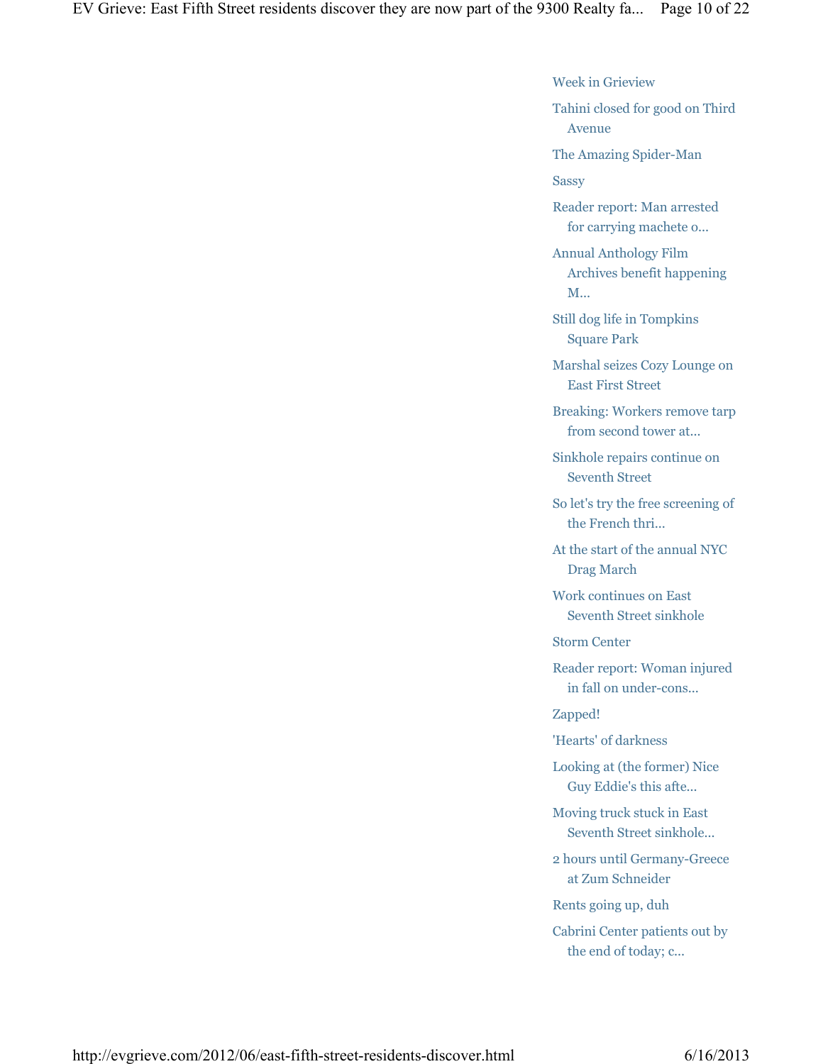- Week in Grieview
- Tahini closed for good on Third Avenue
- The Amazing Spider-Man
- Sassy
- Reader report: Man arrested for carrying machete o...
- Annual Anthology Film Archives benefit happening M...
- Still dog life in Tompkins Square Park
- Marshal seizes Cozy Lounge on East First Street
- Breaking: Workers remove tarp from second tower at...
- Sinkhole repairs continue on Seventh Street
- So let's try the free screening of the French thri...
- At the start of the annual NYC Drag March
- Work continues on East Seventh Street sinkhole
- Storm Center
- Reader report: Woman injured in fall on under-cons...
- Zapped!
- 'Hearts' of darkness
- Looking at (the former) Nice Guy Eddie's this afte...
- Moving truck stuck in East Seventh Street sinkhole...
- 2 hours until Germany-Greece at Zum Schneider
- Rents going up, duh
- Cabrini Center patients out by the end of today; c...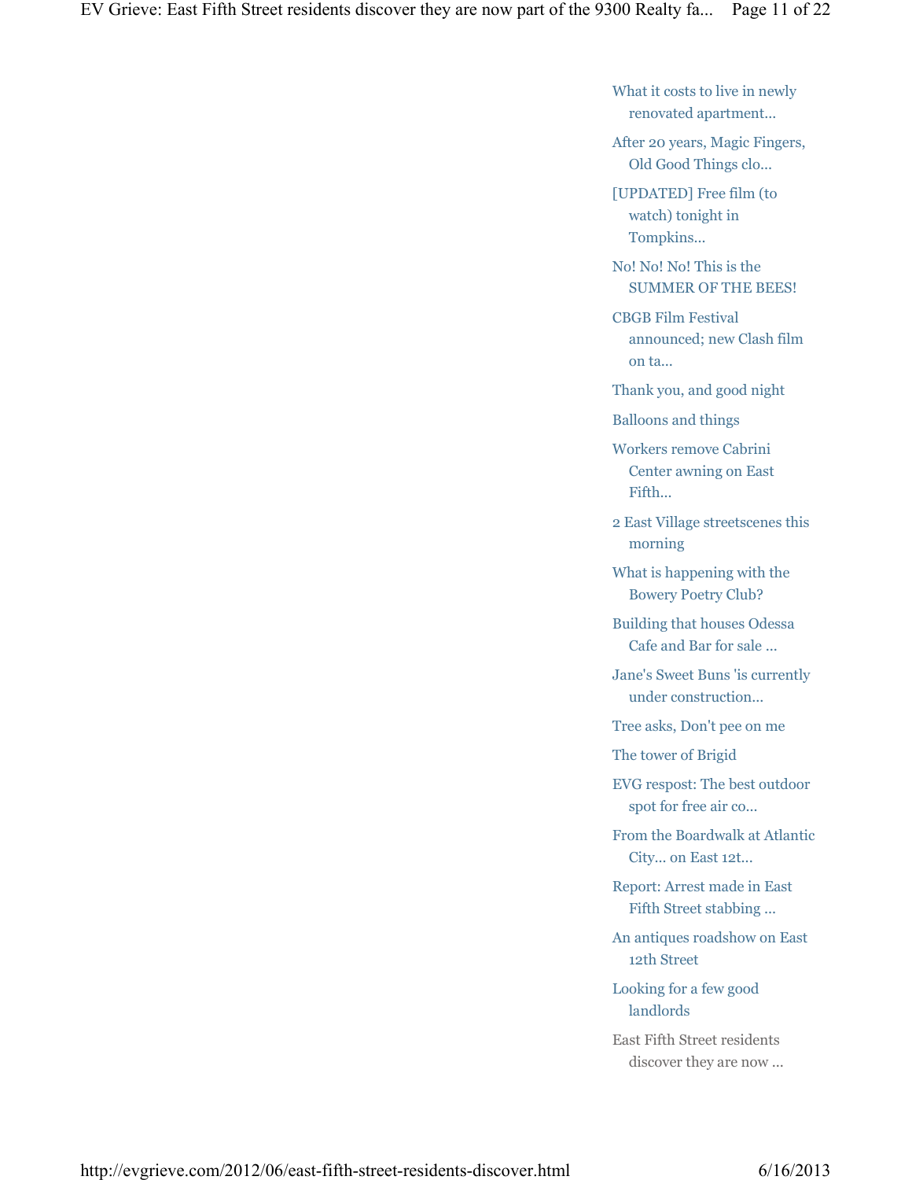- What it costs to live in newly renovated apartment...
- After 20 years, Magic Fingers, Old Good Things clo...
- [UPDATED] Free film (to watch) tonight in Tompkins...
- No! No! No! This is the SUMMER OF THE BEES!
- CBGB Film Festival announced; new Clash film on ta...
- Thank you, and good night
- Balloons and things
- Workers remove Cabrini Center awning on East Fifth...
- 2 East Village streetscenes this morning
- What is happening with the Bowery Poetry Club?
- Building that houses Odessa Cafe and Bar for sale ...
- Jane's Sweet Buns 'is currently under construction...
- Tree asks, Don't pee on me
- The tower of Brigid
- EVG respost: The best outdoor spot for free air co...
- From the Boardwalk at Atlantic City... on East 12t...
- Report: Arrest made in East Fifth Street stabbing ...
- An antiques roadshow on East 12th Street
- Looking for a few good landlords
- East Fifth Street residents discover they are now ...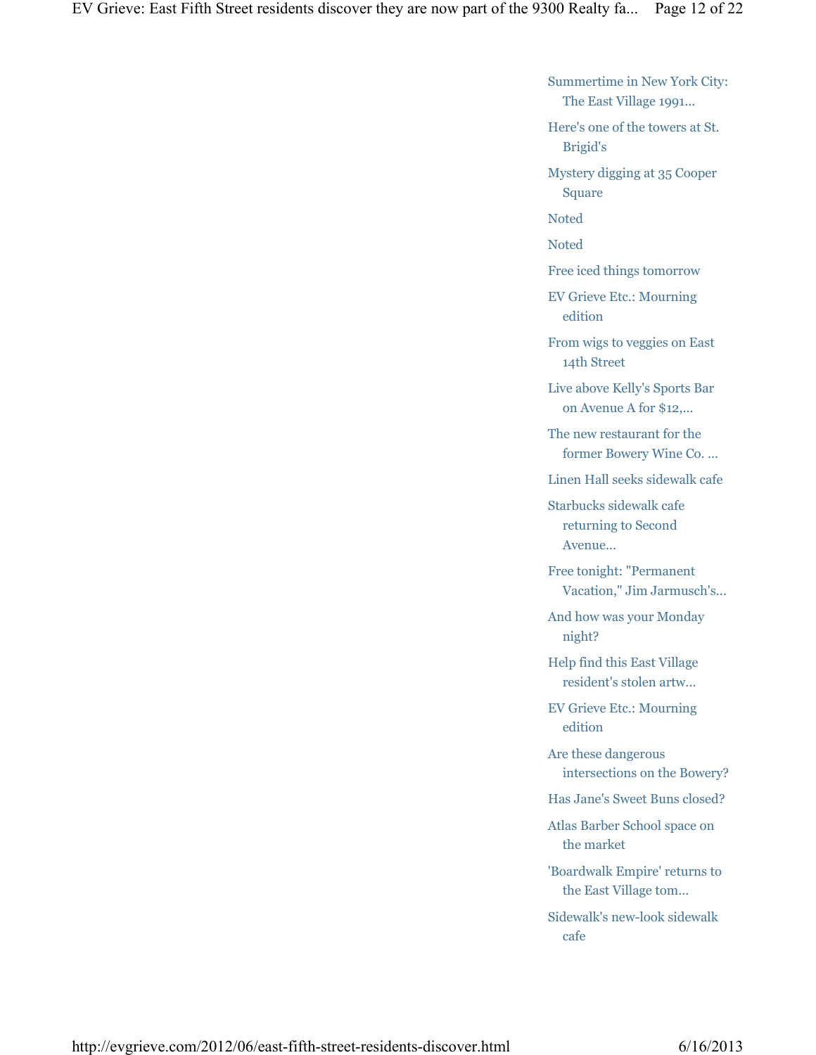- Summertime in New York City: The East Village 1991...
- Here's one of the towers at St. Brigid's
- Mystery digging at 35 Cooper Square
- Noted
- Noted
- Free iced things tomorrow
- EV Grieve Etc.: Mourning edition
- From wigs to veggies on East 14th Street
- Live above Kelly's Sports Bar on Avenue A for $12,...
- The new restaurant for the former Bowery Wine Co. ...
- Linen Hall seeks sidewalk cafe
- Starbucks sidewalk cafe returning to Second Avenue...
- Free tonight: "Permanent Vacation," Jim Jarmusch's...
- And how was your Monday night?
- Help find this East Village resident's stolen artw...
- EV Grieve Etc.: Mourning edition
- Are these dangerous intersections on the Bowery?
- Has Jane's Sweet Buns closed?
- Atlas Barber School space on the market
- 'Boardwalk Empire' returns to the East Village tom...
- Sidewalk's new-look sidewalk cafe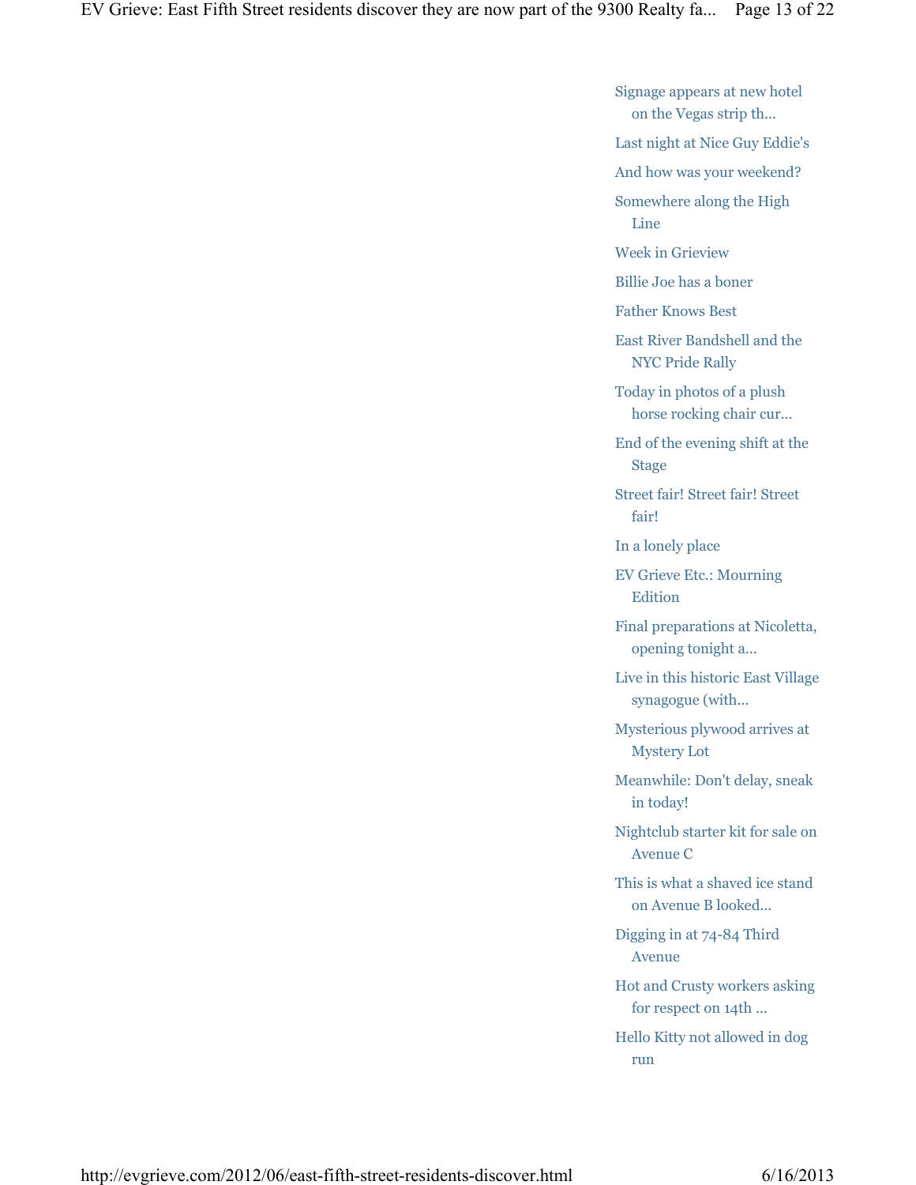- Signage appears at new hotel on the Vegas strip th...
- Last night at Nice Guy Eddie's
- And how was your weekend?
- Somewhere along the High Line
- Week in Grieview
- Billie Joe has a boner
- Father Knows Best
- East River Bandshell and the NYC Pride Rally
- Today in photos of a plush horse rocking chair cur...
- End of the evening shift at the Stage
- Street fair! Street fair! Street fair!
- In a lonely place
- EV Grieve Etc.: Mourning Edition
- Final preparations at Nicoletta, opening tonight a...
- Live in this historic East Village synagogue (with...
- Mysterious plywood arrives at Mystery Lot
- Meanwhile: Don't delay, sneak in today!
- Nightclub starter kit for sale on Avenue C
- This is what a shaved ice stand on Avenue B looked...
- Digging in at 74-84 Third Avenue
- Hot and Crusty workers asking for respect on 14th ...
- Hello Kitty not allowed in dog run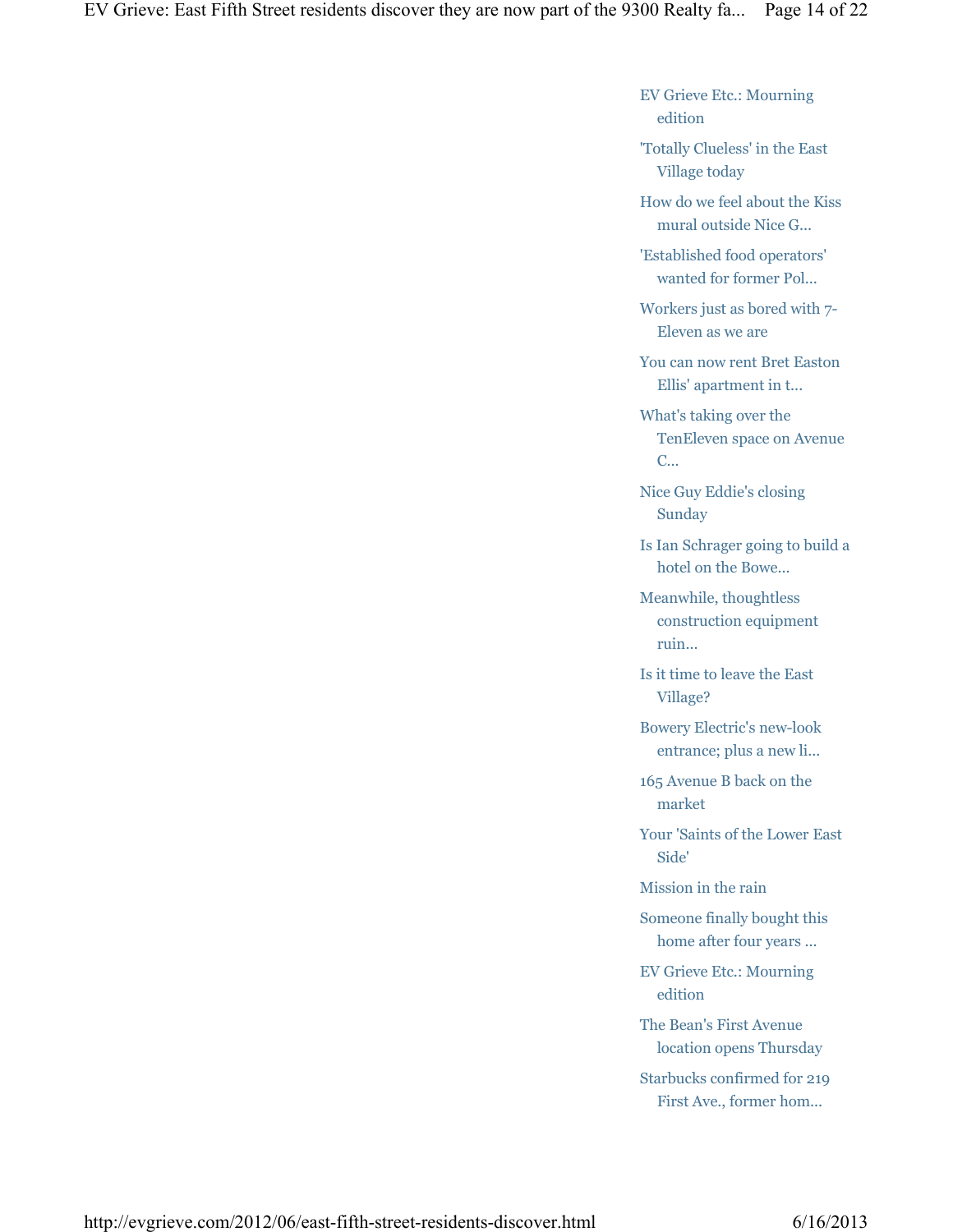- EV Grieve Etc.: Mourning edition
- 'Totally Clueless' in the East Village today
- How do we feel about the Kiss mural outside Nice G...
- 'Established food operators' wanted for former Pol...
- Workers just as bored with 7-Eleven as we are
- You can now rent Bret Easton Ellis' apartment in t...
- What's taking over the TenEleven space on Avenue C...
- Nice Guy Eddie's closing Sunday
- Is Ian Schrager going to build a hotel on the Bowe...
- Meanwhile, thoughtless construction equipment ruin...
- Is it time to leave the East Village?
- Bowery Electric's new-look entrance; plus a new li...
- 165 Avenue B back on the market
- Your 'Saints of the Lower East Side'
- Mission in the rain
- Someone finally bought this home after four years ...
- EV Grieve Etc.: Mourning edition
- The Bean's First Avenue location opens Thursday
- Starbucks confirmed for 219 First Ave., former hom...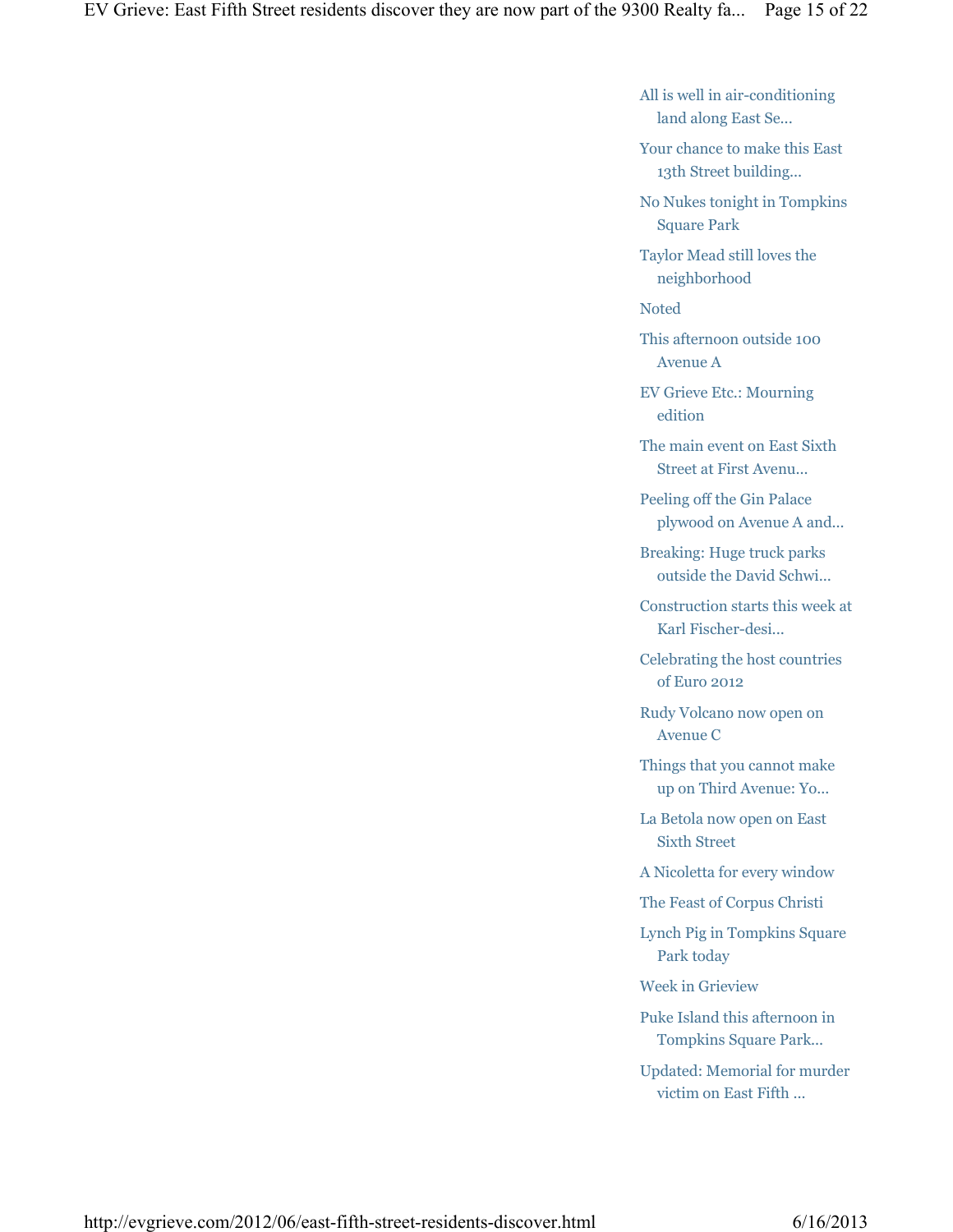- All is well in air-conditioning land along East Se...
- Your chance to make this East 13th Street building...
- No Nukes tonight in Tompkins Square Park
- Taylor Mead still loves the neighborhood
- Noted
- This afternoon outside 100 Avenue A
- EV Grieve Etc.: Mourning edition
- The main event on East Sixth Street at First Avenu...
- Peeling off the Gin Palace plywood on Avenue A and...
- Breaking: Huge truck parks outside the David Schwi...
- Construction starts this week at Karl Fischer-desi...
- Celebrating the host countries of Euro 2012
- Rudy Volcano now open on Avenue C
- Things that you cannot make up on Third Avenue: Yo...
- La Betola now open on East Sixth Street
- A Nicoletta for every window
- The Feast of Corpus Christi
- Lynch Pig in Tompkins Square Park today
- Week in Grieview
- Puke Island this afternoon in Tompkins Square Park...
- Updated: Memorial for murder victim on East Fifth ...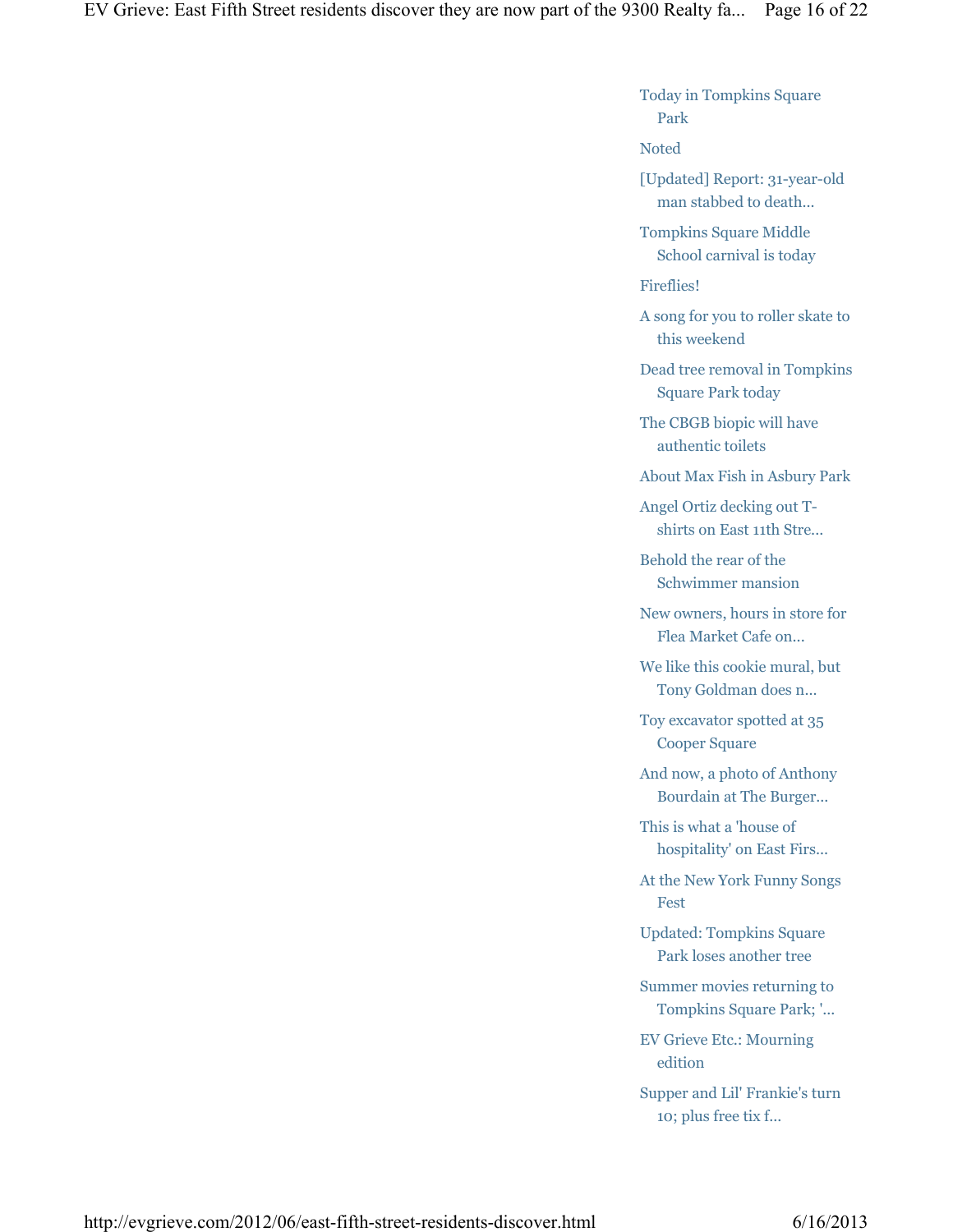- Today in Tompkins Square Park
- Noted
- [Updated] Report: 31-year-old man stabbed to death...
- Tompkins Square Middle School carnival is today
- Fireflies!
- A song for you to roller skate to this weekend
- Dead tree removal in Tompkins Square Park today
- The CBGB biopic will have authentic toilets
- About Max Fish in Asbury Park
- Angel Ortiz decking out T-shirts on East 11th Stre...
- Behold the rear of the Schwimmer mansion
- New owners, hours in store for Flea Market Cafe on...
- We like this cookie mural, but Tony Goldman does n...
- Toy excavator spotted at 35 Cooper Square
- And now, a photo of Anthony Bourdain at The Burger...
- This is what a 'house of hospitality' on East Firs...
- At the New York Funny Songs Fest
- Updated: Tompkins Square Park loses another tree
- Summer movies returning to Tompkins Square Park; '...
- EV Grieve Etc.: Mourning edition
- Supper and Lil' Frankie's turn 10; plus free tix f...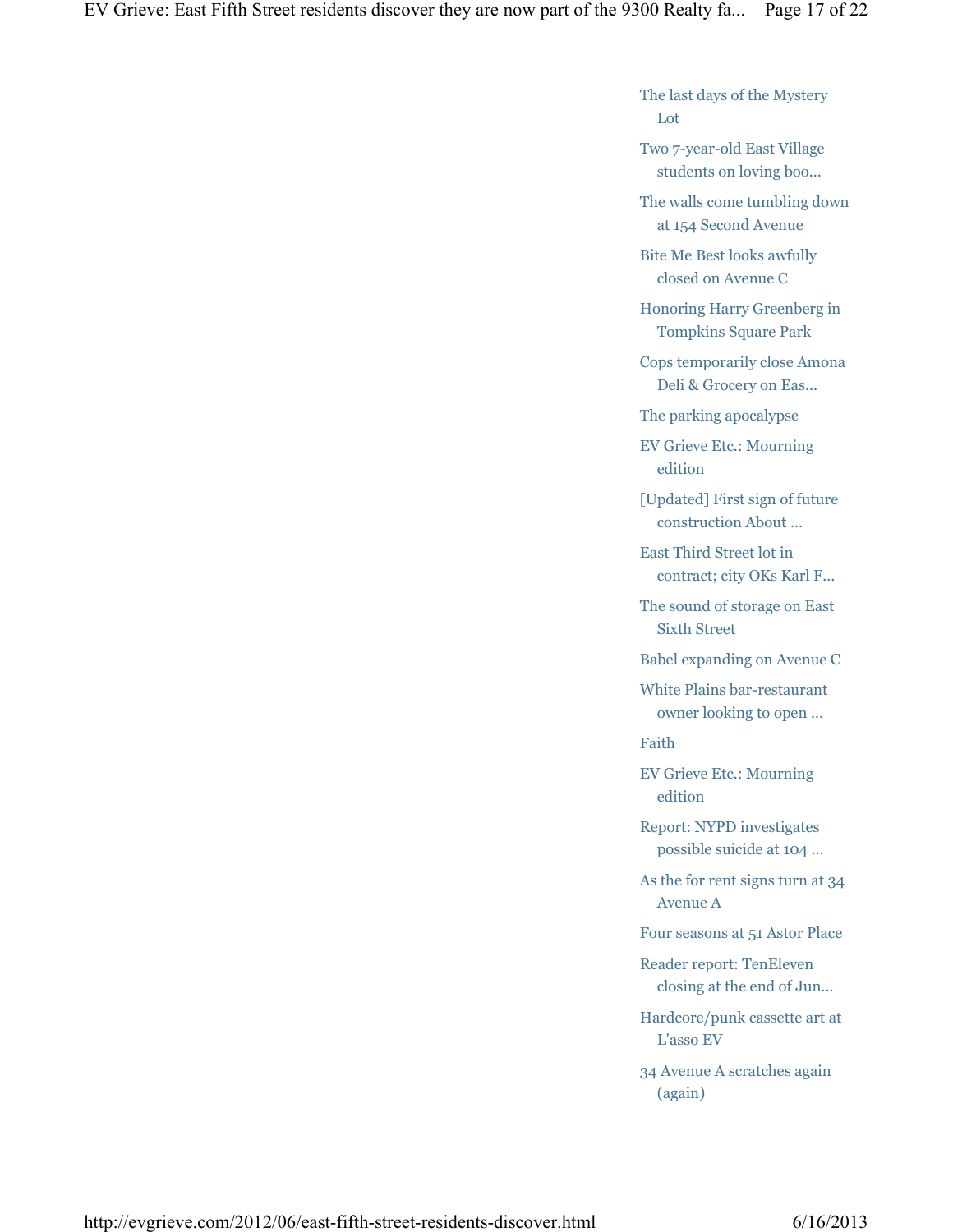- The last days of the Mystery Lot
- Two 7-year-old East Village students on loving boo...
- The walls come tumbling down at 154 Second Avenue
- Bite Me Best looks awfully closed on Avenue C
- Honoring Harry Greenberg in Tompkins Square Park
- Cops temporarily close Amona Deli & Grocery on Eas...
- The parking apocalypse
- EV Grieve Etc.: Mourning edition
- [Updated] First sign of future construction About ...
- East Third Street lot in contract; city OKs Karl F...
- The sound of storage on East Sixth Street
- Babel expanding on Avenue C
- White Plains bar-restaurant owner looking to open ...
- Faith
- EV Grieve Etc.: Mourning edition
- Report: NYPD investigates possible suicide at 104 ...
- As the for rent signs turn at 34 Avenue A
- Four seasons at 51 Astor Place
- Reader report: TenEleven closing at the end of Jun...
- Hardcore/punk cassette art at L'asso EV
- 34 Avenue A scratches again (again)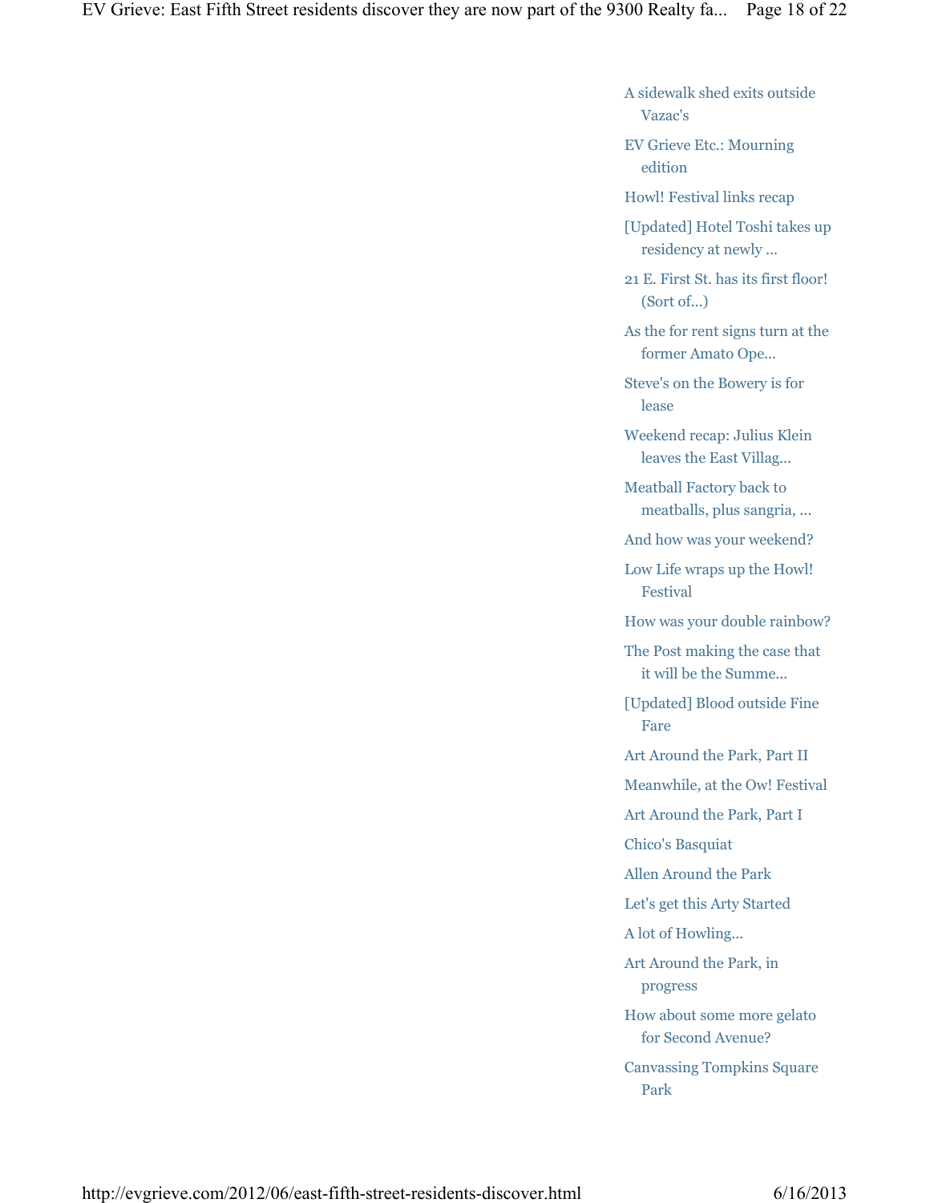- A sidewalk shed exits outside Vazac's
- EV Grieve Etc.: Mourning edition
- Howl! Festival links recap
- [Updated] Hotel Toshi takes up residency at newly ...
- 21 E. First St. has its first floor! (Sort of...)
- As the for rent signs turn at the former Amato Ope...
- Steve's on the Bowery is for lease
- Weekend recap: Julius Klein leaves the East Villag...
- Meatball Factory back to meatballs, plus sangria, ...
- And how was your weekend?
- Low Life wraps up the Howl! Festival
- How was your double rainbow?
- The Post making the case that it will be the Summe...
- [Updated] Blood outside Fine Fare
- Art Around the Park, Part II
- Meanwhile, at the Ow! Festival
- Art Around the Park, Part I
- Chico's Basquiat
- Allen Around the Park
- Let's get this Arty Started
- A lot of Howling...
- Art Around the Park, in progress
- How about some more gelato for Second Avenue?
- Canvassing Tompkins Square Park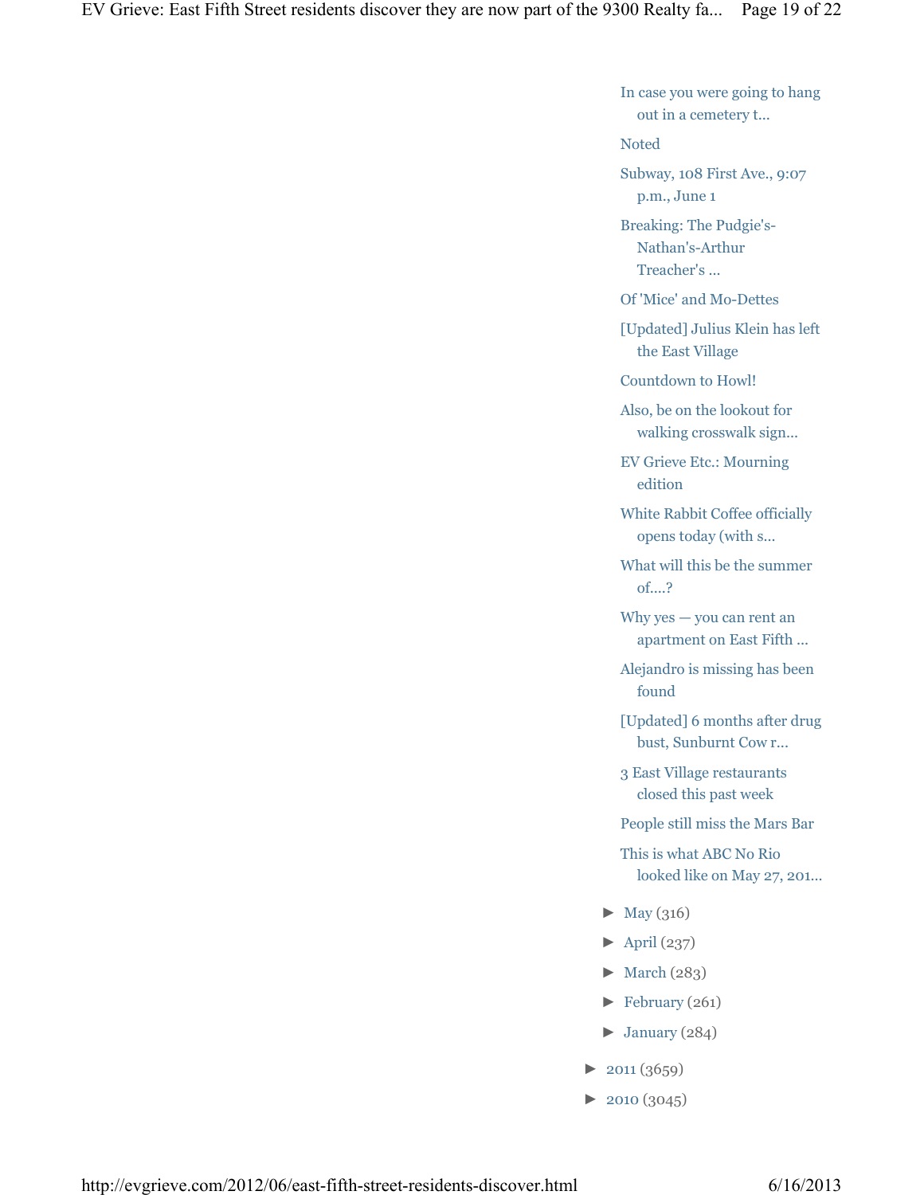- In case you were going to hang out in a cemetery t...
- Noted
- Subway, 108 First Ave., 9:07 p.m., June 1
- Breaking: The Pudgie's-Nathan's-Arthur Treacher's ...
- Of 'Mice' and Mo-Dettes
- [Updated] Julius Klein has left the East Village
- Countdown to Howl!
- Also, be on the lookout for walking crosswalk sign...
- EV Grieve Etc.: Mourning edition
- White Rabbit Coffee officially opens today (with s...
- What will this be the summer of....?
- Why yes — you can rent an apartment on East Fifth ...
- Alejandro is missing has been found
- [Updated] 6 months after drug bust, Sunburnt Cow r...
- 3 East Village restaurants closed this past week
- People still miss the Mars Bar
- This is what ABC No Rio looked like on May 27, 201...

- ► May (316)
- ► April (237)
- ► March (283)
- ► February (261)
- ► January (284)

- ► 2011 (3659)
- ► 2010 (3045)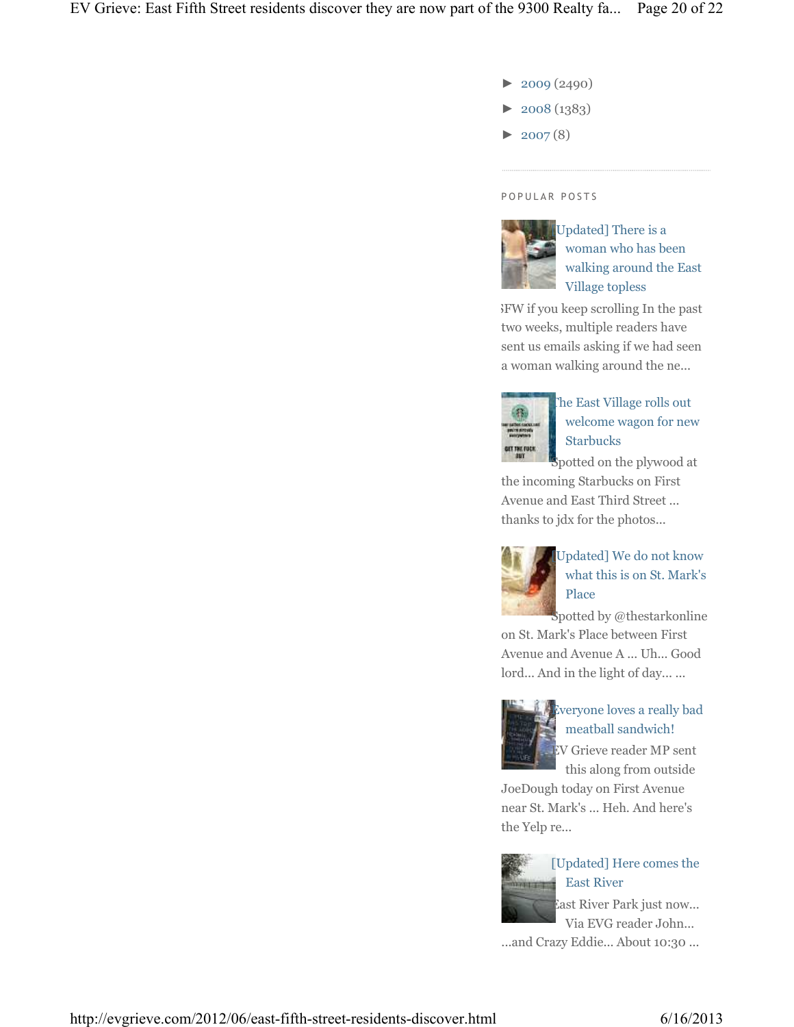► 2009 (2490)

► 2008 (1383)

► 2007 (8)

POPULAR POSTS

[Updated] There is a woman who has been walking around the East Village topless

NSFW if you keep scrolling In the past two weeks, multiple readers have sent us emails asking if we had seen a woman walking around the ne...

The East Village rolls out welcome wagon for new Starbucks

Spotted on the plywood at the incoming Starbucks on First Avenue and East Third Street ... thanks to jdx for the photos...

[Updated] We do not know what this is on St. Mark's Place

Spotted by @thestarkonline on St. Mark's Place between First Avenue and Avenue A ... Uh... Good lord... And in the light of day... ...

Everyone loves a really bad meatball sandwich!

EV Grieve reader MP sent this along from outside JoeDough today on First Avenue near St. Mark's ... Heh. And here's the Yelp re...

[Updated] Here comes the East River

East River Park just now... Via EVG reader John... ...and Crazy Eddie... About 10:30 ...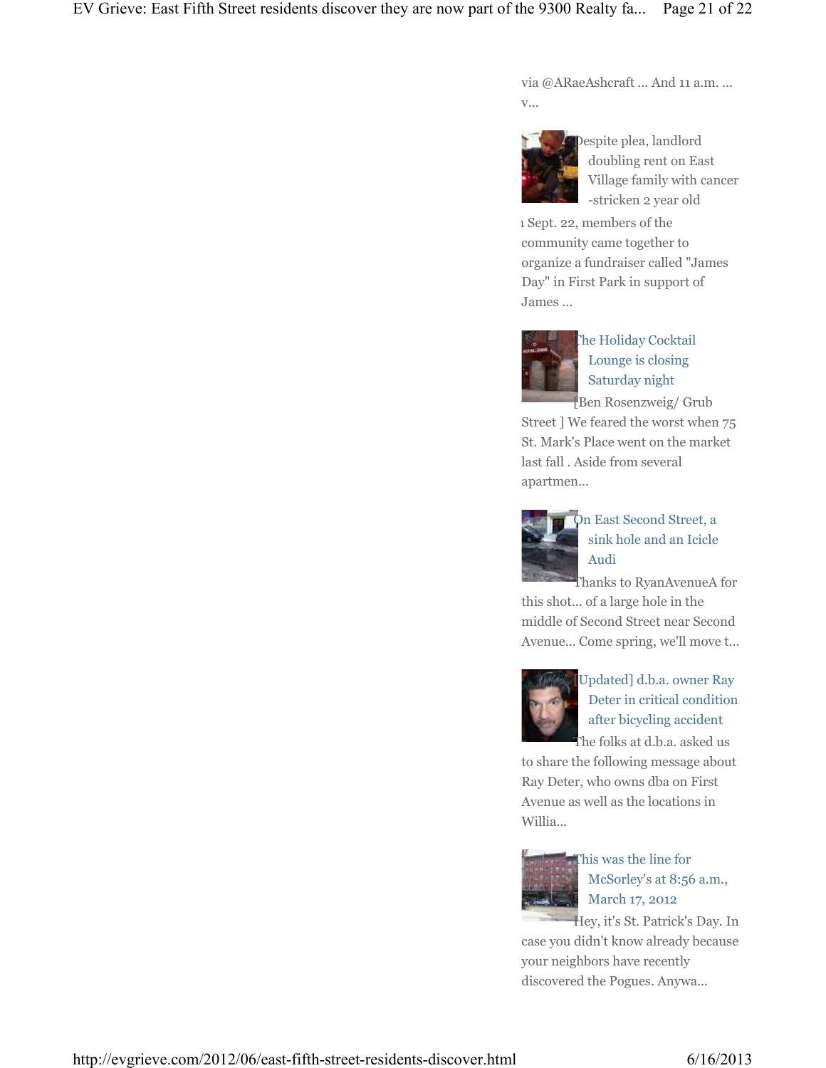via @ARaeAshcraft ... And 11 a.m. ... v...

Despite plea, landlord doubling rent on East Village family with cancer-stricken 2 year old

ı Sept. 22, members of the community came together to organize a fundraiser called "James Day" in First Park in support of James ...

The Holiday Cocktail Lounge is closing Saturday night

[Ben Rosenzweig/ Grub Street ] We feared the worst when 75 St. Mark's Place went on the market last fall . Aside from several apartmen...

On East Second Street, a sink hole and an Icicle Audi

Thanks to RyanAvenueA for this shot... of a large hole in the middle of Second Street near Second Avenue... Come spring, we'll move t...

[Updated] d.b.a. owner Ray Deter in critical condition after bicycling accident

The folks at d.b.a. asked us to share the following message about Ray Deter, who owns dba on First Avenue as well as the locations in Willia...

This was the line for McSorley's at 8:56 a.m., March 17, 2012

Hey, it's St. Patrick's Day. In case you didn't know already because your neighbors have recently discovered the Pogues. Anywa...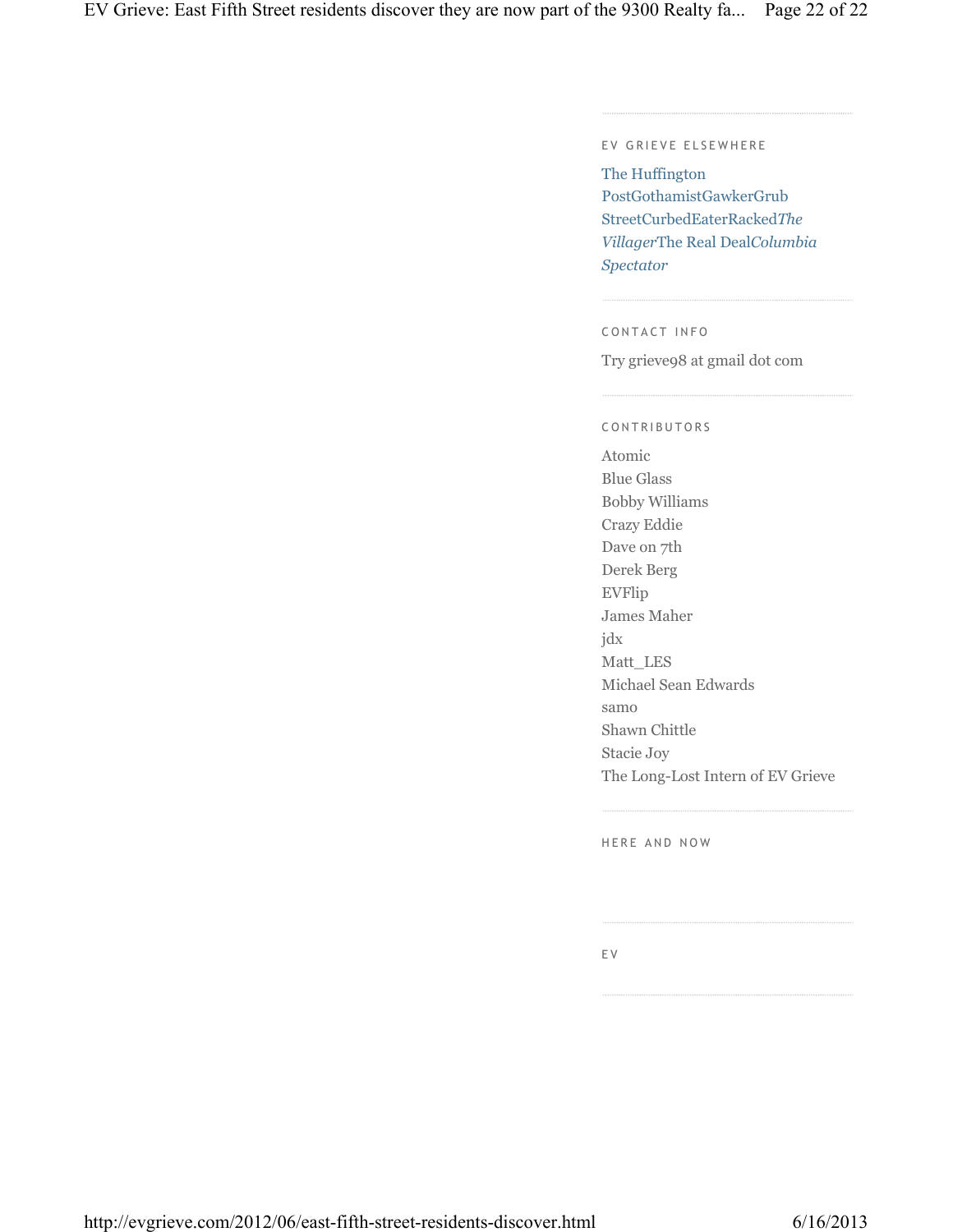EV GRIEVE ELSEWHERE

The Huffington PostGothamistGawkerGrub StreetCurbedEaterRacked*The Villager*The Real Deal*Columbia Spectator*

CONTACT INFO

Try grieve98 at gmail dot com

CONTRIBUTORS

Atomic
Blue Glass
Bobby Williams
Crazy Eddie
Dave on 7th
Derek Berg
EVFlip
James Maher
jdx
Matt_LES
Michael Sean Edwards
samo
Shawn Chittle
Stacie Joy
The Long-Lost Intern of EV Grieve

HERE AND NOW

EV